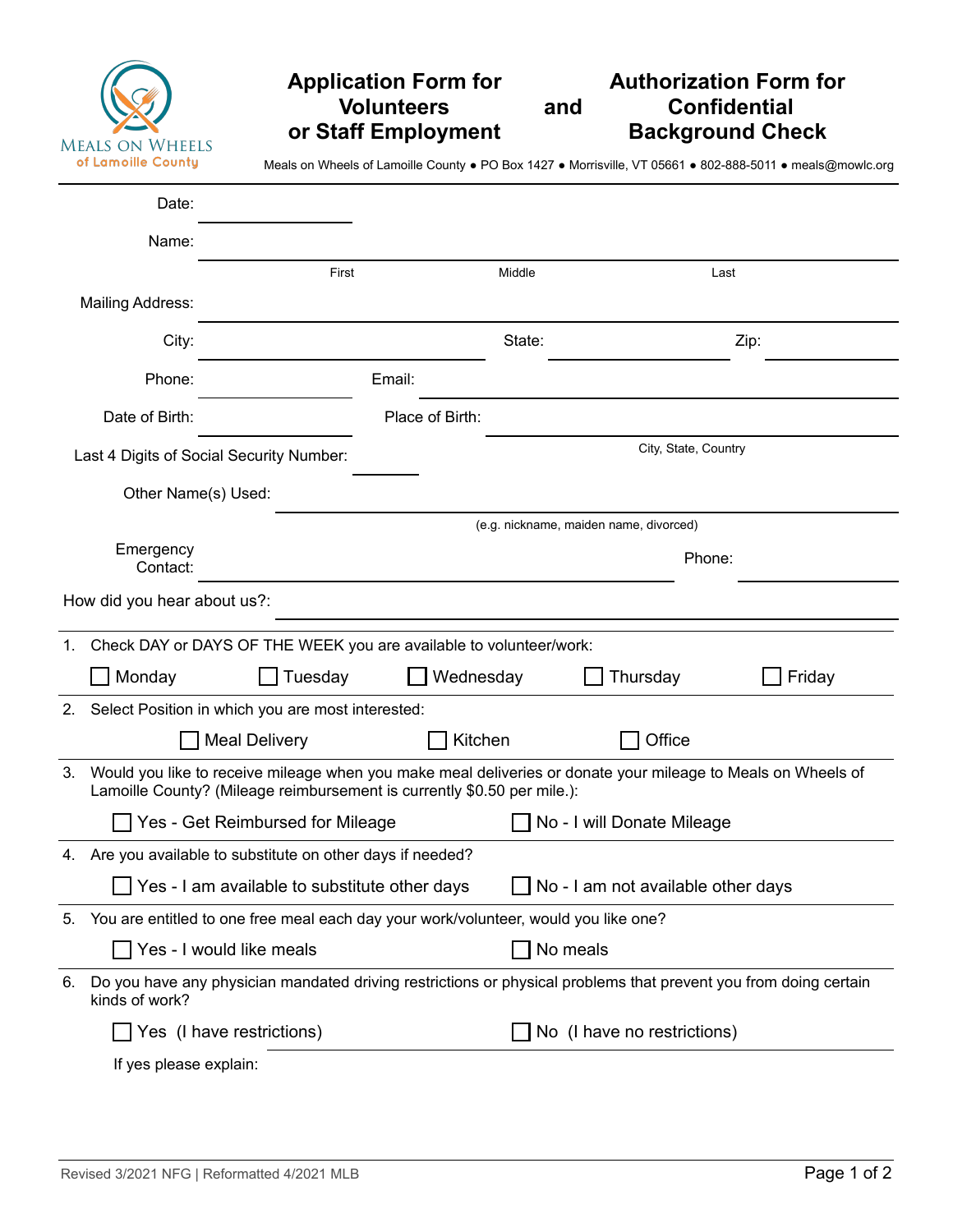# Application Form for Volunteers or Staff Employment and Authorization Form for Confidential Background Check

Meals on Wheels of Lamoille County

Meals on Wheels of Lamoille County ● PO Box 1427 ● Morrisville, VT 05661 ● 802-888-5011 ● meals@mowlc.org

Date: ______________________

Name: ____________________________________________________________
First | Middle | Last

Mailing Address: ____________________________________________________________

City: ______________________ State: ______________________ Zip: ______________________

Phone: ______________________ Email: ____________________________________________

Date of Birth: ______________________ Place of Birth: ______________________________
City, State, Country

Last 4 Digits of Social Security Number: __________

Other Name(s) Used: ____________________________________________________________
(e.g. nickname, maiden name, divorced)

Emergency Contact: ______________________________________ Phone: ______________________

How did you hear about us?: ____________________________________________________________

1. Check DAY or DAYS OF THE WEEK you are available to volunteer/work:

   ☐ Monday ☐ Tuesday ☐ Wednesday ☐ Thursday ☐ Friday

2. Select Position in which you are most interested:

   ☐ Meal Delivery ☐ Kitchen ☐ Office

3. Would you like to receive mileage when you make meal deliveries or donate your mileage to Meals on Wheels of Lamoille County? (Mileage reimbursement is currently $0.50 per mile.):

   ☐ Yes - Get Reimbursed for Mileage ☐ No - I will Donate Mileage

4. Are you available to substitute on other days if needed?

   ☐ Yes - I am available to substitute other days ☐ No - I am not available other days

5. You are entitled to one free meal each day your work/volunteer, would you like one?

   ☐ Yes - I would like meals ☐ No meals

6. Do you have any physician mandated driving restrictions or physical problems that prevent you from doing certain kinds of work?

   ☐ Yes (I have restrictions) ☐ No (I have no restrictions)

   If yes please explain:

Revised 3/2021 NFG | Reformatted 4/2021 MLB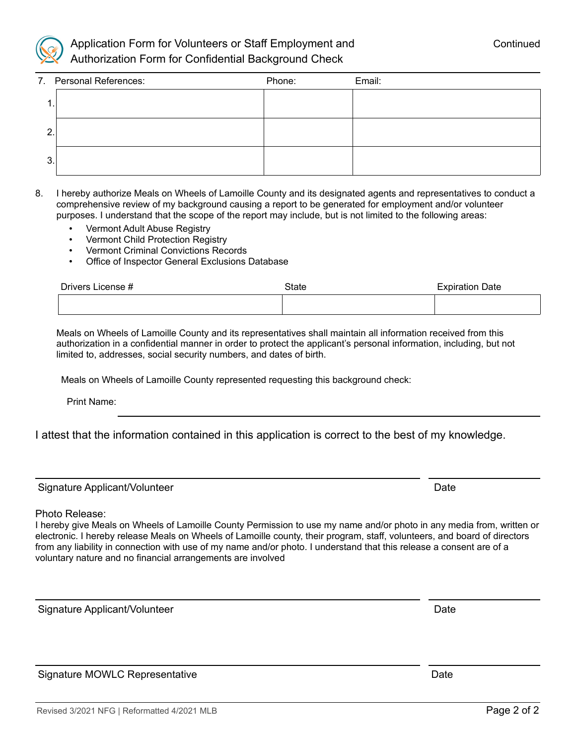| 7. | Personal References: | Phone: | Email: |
|---|---|---|---|
| 1. | | | |
| 2. | | | |
| 3. | | | |

8. I hereby authorize Meals on Wheels of Lamoille County and its designated agents and representatives to conduct a comprehensive review of my background causing a report to be generated for employment and/or volunteer purposes. I understand that the scope of the report may include, but is not limited to the following areas:

   - Vermont Adult Abuse Registry
   - Vermont Child Protection Registry
   - Vermont Criminal Convictions Records
   - Office of Inspector General Exclusions Database

| Drivers License # | State | Expiration Date |
|---|---|---|
| | | |

Meals on Wheels of Lamoille County and its representatives shall maintain all information received from this authorization in a confidential manner in order to protect the applicant's personal information, including, but not limited to, addresses, social security numbers, and dates of birth.

Meals on Wheels of Lamoille County represented requesting this background check:

Print Name: ______________________________

I attest that the information contained in this application is correct to the best of my knowledge.

______________________________ ____________

Signature Applicant/Volunteer Date

Photo Release:
I hereby give Meals on Wheels of Lamoille County Permission to use my name and/or photo in any media from, written or electronic. I hereby release Meals on Wheels of Lamoille county, their program, staff, volunteers, and board of directors from any liability in connection with use of my name and/or photo. I understand that this release a consent are of a voluntary nature and no financial arrangements are involved

______________________________ ____________

Signature Applicant/Volunteer Date

______________________________ ____________

Signature MOWLC Representative Date

Revised 3/2021 NFG | Reformatted 4/2021 MLB